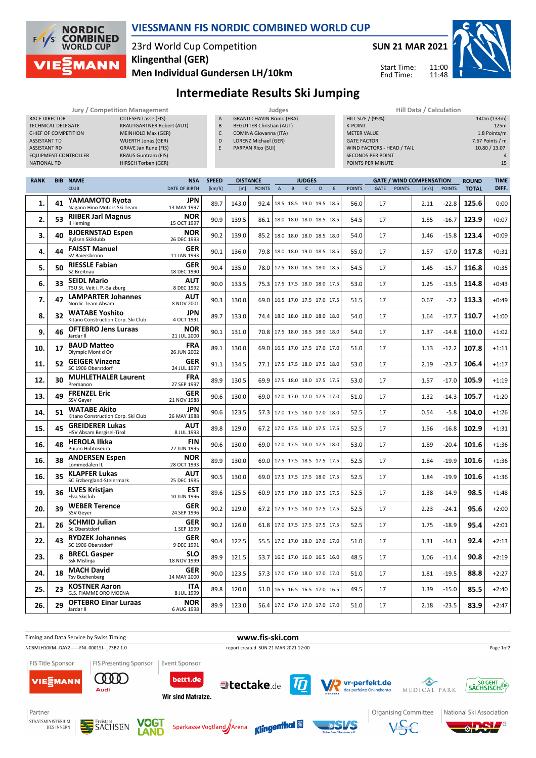# VIESSMANN FIS NORDIC COMBINED WORLD CUP

23rd World Cup Competition
**Klingenthal (GER)**
**Men Individual Gundersen LH/10km**

**SUN 21 MAR 2021**

Start Time: 11:00
End Time: 11:48

## Intermediate Results Ski Jumping

| Jury / Competition Management | |
|---|---|
| RACE DIRECTOR | OTTESEN Lasse (FIS) |
| TECHNICAL DELEGATE | KRAUTGARTNER Robert (AUT) |
| CHIEF OF COMPETITION | MEINHOLD Max (GER) |
| ASSISTANT TD | WUERTH Jonas (GER) |
| ASSISTANT RD | GRAVE Jan Rune (FIS) |
| EQUIPMENT CONTROLLER | KRAUS Guntram (FIS) |
| NATIONAL TD | HIRSCH Torben (GER) |

| Judges | |
|---|---|
| A | GRAND CHAVIN Bruno (FRA) |
| B | BEGUTTER Christian (AUT) |
| C | COMINA Giovanna (ITA) |
| D | LORENZ Michael (GER) |
| E | PARPAN Rico (SUI) |

| Hill Data / Calculation | |
|---|---|
| HILL SIZE / (95%) | 140m (133m) |
| K-POINT | 125m |
| METER VALUE | 1.8 Points/m |
| GATE FACTOR | 7.67 Points / m |
| WIND FACTORS - HEAD / TAIL | 10.80 / 13.07 |
| SECONDS PER POINT | 4 |
| POINTS PER MINUTE | 15 |

| RANK | BIB | NAME / CLUB | NSA / DATE OF BIRTH | SPEED [km/h] | DISTANCE [m] | DISTANCE POINTS | A | B | C | D | E | JUDGES POINTS | GATE | GATE POINTS | WIND [m/s] | WIND POINTS | ROUND TOTAL | TIME DIFF. |
|---|---|---|---|---|---|---|---|---|---|---|---|---|---|---|---|---|---|---|
| 1. | 41 | **YAMAMOTO Ryota** Nagano Hino Motors Ski Team | **JPN** 13 MAY 1997 | 89.7 | 143.0 | 92.4 | 18.5 | 18.5 | 19.0 | 19.5 | 18.5 | 56.0 | 17 | | 2.11 | -22.8 | **125.6** | 0:00 |
| 2. | 53 | **RIIBER Jarl Magnus** Il Heming | **NOR** 15 OCT 1997 | 90.9 | 139.5 | 86.1 | 18.0 | 18.0 | 18.0 | 18.5 | 18.5 | 54.5 | 17 | | 1.55 | -16.7 | **123.9** | +0:07 |
| 3. | 40 | **BJOERNSTAD Espen** Byåsen Skiklubb | **NOR** 26 DEC 1993 | 90.2 | 139.0 | 85.2 | 18.0 | 18.0 | 18.0 | 18.5 | 18.0 | 54.0 | 17 | | 1.46 | -15.8 | **123.4** | +0:09 |
| 4. | 44 | **FAISST Manuel** SV Baiersbronn | **GER** 11 JAN 1993 | 90.1 | 136.0 | 79.8 | 18.0 | 18.0 | 19.0 | 18.5 | 18.5 | 55.0 | 17 | | 1.57 | -17.0 | **117.8** | +0:31 |
| 5. | 50 | **RIESSLE Fabian** SZ Breitnau | **GER** 18 DEC 1990 | 90.4 | 135.0 | 78.0 | 17.5 | 18.0 | 18.5 | 18.0 | 18.5 | 54.5 | 17 | | 1.45 | -15.7 | **116.8** | +0:35 |
| 6. | 33 | **SEIDL Mario** TSU St. Veit i. P.-Salzburg | **AUT** 8 DEC 1992 | 90.0 | 133.5 | 75.3 | 17.5 | 17.5 | 18.0 | 18.0 | 17.5 | 53.0 | 17 | | 1.25 | -13.5 | **114.8** | +0:43 |
| 7. | 47 | **LAMPARTER Johannes** Nordic Team Absam | **AUT** 8 NOV 2001 | 90.3 | 130.0 | 69.0 | 16.5 | 17.0 | 17.5 | 17.0 | 17.5 | 51.5 | 17 | | 0.67 | -7.2 | **113.3** | +0:49 |
| 8. | 32 | **WATABE Yoshito** Kitano Construction Corp. Ski Club | **JPN** 4 OCT 1991 | 89.7 | 133.0 | 74.4 | 18.0 | 18.0 | 18.0 | 18.0 | 18.0 | 54.0 | 17 | | 1.64 | -17.7 | **110.7** | +1:00 |
| 9. | 46 | **OFTEBRO Jens Luraas** Jardar Il | **NOR** 21 JUL 2000 | 90.1 | 131.0 | 70.8 | 17.5 | 18.0 | 18.5 | 18.0 | 18.0 | 54.0 | 17 | | 1.37 | -14.8 | **110.0** | +1:02 |
| 10. | 17 | **BAUD Matteo** Olympic Mont d Or | **FRA** 26 JUN 2002 | 89.1 | 130.0 | 69.0 | 16.5 | 17.0 | 17.5 | 17.0 | 17.0 | 51.0 | 17 | | 1.13 | -12.2 | **107.8** | +1:11 |
| 11. | 52 | **GEIGER Vinzenz** SC 1906 Oberstdorf | **GER** 24 JUL 1997 | 91.1 | 134.5 | 77.1 | 17.5 | 17.5 | 18.0 | 17.5 | 18.0 | 53.0 | 17 | | 2.19 | -23.7 | **106.4** | +1:17 |
| 12. | 30 | **MUHLETHALER Laurent** Premanon | **FRA** 27 SEP 1997 | 89.9 | 130.5 | 69.9 | 17.5 | 18.0 | 18.0 | 17.5 | 17.5 | 53.0 | 17 | | 1.57 | -17.0 | **105.9** | +1:19 |
| 13. | 49 | **FRENZEL Eric** SSV Geyer | **GER** 21 NOV 1988 | 90.6 | 130.0 | 69.0 | 17.0 | 17.0 | 17.0 | 17.5 | 17.0 | 51.0 | 17 | | 1.32 | -14.3 | **105.7** | +1:20 |
| 14. | 51 | **WATABE Akito** Kitano Construction Corp. Ski Club | **JPN** 26 MAY 1988 | 90.6 | 123.5 | 57.3 | 17.0 | 17.5 | 18.0 | 17.0 | 18.0 | 52.5 | 17 | | 0.54 | -5.8 | **104.0** | +1:26 |
| 15. | 45 | **GREIDERER Lukas** HSV Absam Bergisel-Tirol | **AUT** 8 JUL 1993 | 89.8 | 129.0 | 67.2 | 17.0 | 17.5 | 18.0 | 17.5 | 17.5 | 52.5 | 17 | | 1.56 | -16.8 | **102.9** | +1:31 |
| 16. | 48 | **HEROLA Ilkka** Puijon Hiihtoseura | **FIN** 22 JUN 1995 | 90.6 | 130.0 | 69.0 | 17.0 | 17.5 | 18.0 | 17.5 | 18.0 | 53.0 | 17 | | 1.89 | -20.4 | **101.6** | +1:36 |
| 16. | 38 | **ANDERSEN Espen** Lommedalen IL | **NOR** 28 OCT 1993 | 89.9 | 130.0 | 69.0 | 17.5 | 17.5 | 18.5 | 17.5 | 17.5 | 52.5 | 17 | | 1.84 | -19.9 | **101.6** | +1:36 |
| 16. | 35 | **KLAPFER Lukas** SC Erzbergland-Steiermark | **AUT** 25 DEC 1985 | 90.5 | 130.0 | 69.0 | 17.5 | 17.5 | 17.5 | 18.0 | 17.5 | 52.5 | 17 | | 1.84 | -19.9 | **101.6** | +1:36 |
| 19. | 36 | **ILVES Kristjan** Elva Skiclub | **EST** 10 JUN 1996 | 89.6 | 125.5 | 60.9 | 17.5 | 17.0 | 18.0 | 17.5 | 17.5 | 52.5 | 17 | | 1.38 | -14.9 | **98.5** | +1:48 |
| 20. | 39 | **WEBER Terence** SSV Geyer | **GER** 24 SEP 1996 | 90.2 | 129.0 | 67.2 | 17.5 | 17.5 | 18.0 | 17.5 | 17.5 | 52.5 | 17 | | 2.23 | -24.1 | **95.6** | +2:00 |
| 21. | 26 | **SCHMID Julian** Sc Oberstdorf | **GER** 1 SEP 1999 | 90.2 | 126.0 | 61.8 | 17.0 | 17.5 | 17.5 | 17.5 | 17.5 | 52.5 | 17 | | 1.75 | -18.9 | **95.4** | +2:01 |
| 22. | 43 | **RYDZEK Johannes** SC 1906 Oberstdorf | **GER** 9 DEC 1991 | 90.4 | 122.5 | 55.5 | 17.0 | 17.0 | 18.0 | 17.0 | 17.0 | 51.0 | 17 | | 1.31 | -14.1 | **92.4** | +2:13 |
| 23. | 8 | **BRECL Gasper** Ssk Mislinja | **SLO** 18 NOV 1999 | 89.9 | 121.5 | 53.7 | 16.0 | 17.0 | 16.0 | 16.5 | 16.0 | 48.5 | 17 | | 1.06 | -11.4 | **90.8** | +2:19 |
| 24. | 18 | **MACH David** Tsv Buchenberg | **GER** 14 MAY 2000 | 90.0 | 123.5 | 57.3 | 17.0 | 17.0 | 18.0 | 17.0 | 17.0 | 51.0 | 17 | | 1.81 | -19.5 | **88.8** | +2:27 |
| 25. | 23 | **KOSTNER Aaron** G.S. FIAMME ORO MOENA | **ITA** 8 JUL 1999 | 89.8 | 120.0 | 51.0 | 16.5 | 16.5 | 16.5 | 17.0 | 16.5 | 49.5 | 17 | | 1.39 | -15.0 | **85.5** | +2:40 |
| 26. | 29 | **OFTEBRO Einar Luraas** Jardar Il | **NOR** 6 AUG 1998 | 89.9 | 123.0 | 56.4 | 17.0 | 17.0 | 17.0 | 17.0 | 17.0 | 51.0 | 17 | | 2.18 | -23.5 | **83.9** | +2:47 |

Timing and Data Service by Swiss Timing
www.fis-ski.com
NCBMLH10KM--DAY2------FNL-0001SJ--_73B2 1.0
report created SUN 21 MAR 2021 12:00

FIS Title Sponsor: VIESSMANN | FIS Presenting Sponsor: Audi | Event Sponsor: bett1.de Wir sind Matratze., tectake.de, vr-perfekt.de, MEDICAL PARK, SO GEHT SÄCHSISCH.

Partner: Staatsministerium des Innern, Freistaat Sachsen, Vogtland, Sparkasse Vogtland Arena, Klingenthal, SVS | Organising Committee: VSC | National Ski Association: DSV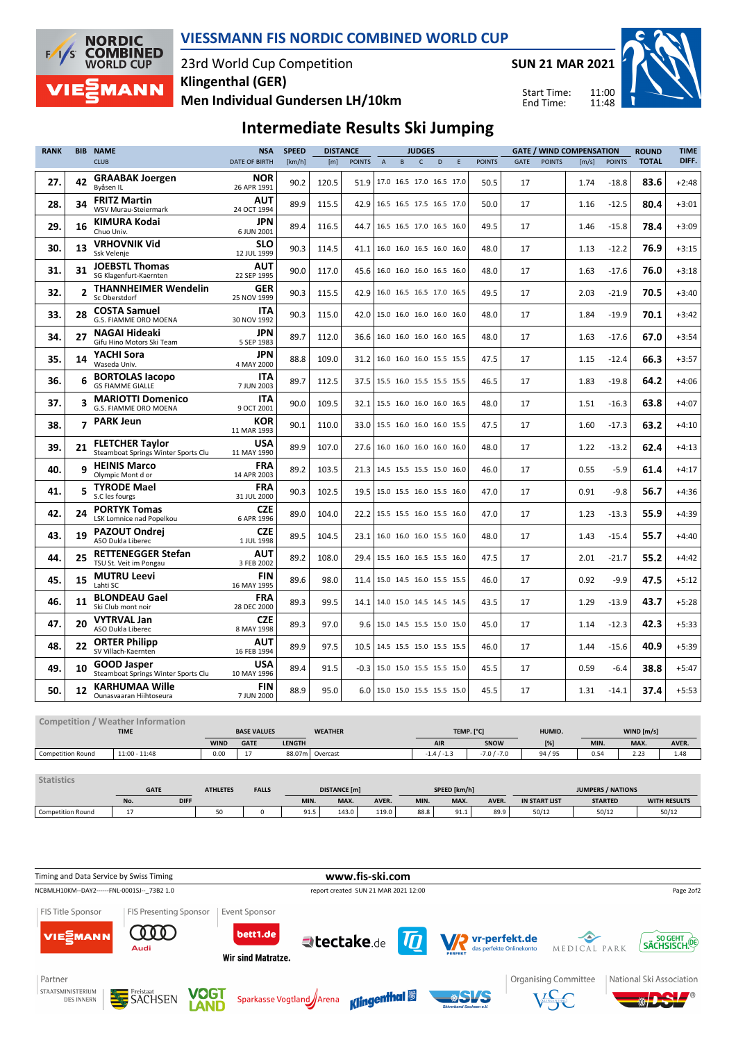# VIESSMANN FIS NORDIC COMBINED WORLD CUP

23rd World Cup Competition
Klingenthal (GER)
Men Individual Gundersen LH/10km

SUN 21 MAR 2021

Start Time: 11:00
End Time: 11:48

## Intermediate Results Ski Jumping

| RANK | BIB | NAME / CLUB | NSA / DATE OF BIRTH | SPEED [km/h] | DISTANCE [m] | DISTANCE POINTS | A | B | C | D | E | JUDGES POINTS | GATE | GATE POINTS | WIND [m/s] | WIND POINTS | ROUND TOTAL | TIME DIFF. |
|---|---|---|---|---|---|---|---|---|---|---|---|---|---|---|---|---|---|---|
| 27. | 42 | **GRAABAK Joergen** Byåsen IL | **NOR** 26 APR 1991 | 90.2 | 120.5 | 51.9 | 17.0 | 16.5 | 17.0 | 16.5 | 17.0 | 50.5 | 17 | | 1.74 | -18.8 | **83.6** | +2:48 |
| 28. | 34 | **FRITZ Martin** WSV Murau-Steiermark | **AUT** 24 OCT 1994 | 89.9 | 115.5 | 42.9 | 16.5 | 16.5 | 17.5 | 16.5 | 17.0 | 50.0 | 17 | | 1.16 | -12.5 | **80.4** | +3:01 |
| 29. | 16 | **KIMURA Kodai** Chuo Univ. | **JPN** 6 JUN 2001 | 89.4 | 116.5 | 44.7 | 16.5 | 16.5 | 17.0 | 16.5 | 16.0 | 49.5 | 17 | | 1.46 | -15.8 | **78.4** | +3:09 |
| 30. | 13 | **VRHOVNIK Vid** Ssk Velenje | **SLO** 12 JUL 1999 | 90.3 | 114.5 | 41.1 | 16.0 | 16.0 | 16.5 | 16.0 | 16.0 | 48.0 | 17 | | 1.13 | -12.2 | **76.9** | +3:15 |
| 31. | 31 | **JOEBSTL Thomas** SG Klagenfurt-Kaernten | **AUT** 22 SEP 1995 | 90.0 | 117.0 | 45.6 | 16.0 | 16.0 | 16.0 | 16.5 | 16.0 | 48.0 | 17 | | 1.63 | -17.6 | **76.0** | +3:18 |
| 32. | 2 | **THANNHEIMER Wendelin** Sc Oberstdorf | **GER** 25 NOV 1999 | 90.3 | 115.5 | 42.9 | 16.0 | 16.5 | 16.5 | 17.0 | 16.5 | 49.5 | 17 | | 2.03 | -21.9 | **70.5** | +3:40 |
| 33. | 28 | **COSTA Samuel** G.S. FIAMME ORO MOENA | **ITA** 30 NOV 1992 | 90.3 | 115.0 | 42.0 | 15.0 | 16.0 | 16.0 | 16.0 | 16.0 | 48.0 | 17 | | 1.84 | -19.9 | **70.1** | +3:42 |
| 34. | 27 | **NAGAI Hideaki** Gifu Hino Motors Ski Team | **JPN** 5 SEP 1983 | 89.7 | 112.0 | 36.6 | 16.0 | 16.0 | 16.0 | 16.0 | 16.5 | 48.0 | 17 | | 1.63 | -17.6 | **67.0** | +3:54 |
| 35. | 14 | **YACHI Sora** Waseda Univ. | **JPN** 4 MAY 2000 | 88.8 | 109.0 | 31.2 | 16.0 | 16.0 | 16.0 | 15.5 | 15.5 | 47.5 | 17 | | 1.15 | -12.4 | **66.3** | +3:57 |
| 36. | 6 | **BORTOLAS Iacopo** GS FIAMME GIALLE | **ITA** 7 JUN 2003 | 89.7 | 112.5 | 37.5 | 15.5 | 16.0 | 15.5 | 15.5 | 15.5 | 46.5 | 17 | | 1.83 | -19.8 | **64.2** | +4:06 |
| 37. | 3 | **MARIOTTI Domenico** G.S. FIAMME ORO MOENA | **ITA** 9 OCT 2001 | 90.0 | 109.5 | 32.1 | 15.5 | 16.0 | 16.0 | 16.0 | 16.5 | 48.0 | 17 | | 1.51 | -16.3 | **63.8** | +4:07 |
| 38. | 7 | **PARK Jeun** | **KOR** 11 MAR 1993 | 90.1 | 110.0 | 33.0 | 15.5 | 16.0 | 16.0 | 16.0 | 15.5 | 47.5 | 17 | | 1.60 | -17.3 | **63.2** | +4:10 |
| 39. | 21 | **FLETCHER Taylor** Steamboat Springs Winter Sports Clu | **USA** 11 MAY 1990 | 89.9 | 107.0 | 27.6 | 16.0 | 16.0 | 16.0 | 16.0 | 16.0 | 48.0 | 17 | | 1.22 | -13.2 | **62.4** | +4:13 |
| 40. | 9 | **HEINIS Marco** Olympic Mont d or | **FRA** 14 APR 2003 | 89.2 | 103.5 | 21.3 | 14.5 | 15.5 | 15.5 | 15.0 | 16.0 | 46.0 | 17 | | 0.55 | -5.9 | **61.4** | +4:17 |
| 41. | 5 | **TYRODE Mael** S.C les fourgs | **FRA** 31 JUL 2000 | 90.3 | 102.5 | 19.5 | 15.0 | 15.5 | 16.0 | 15.5 | 16.0 | 47.0 | 17 | | 0.91 | -9.8 | **56.7** | +4:36 |
| 42. | 24 | **PORTYK Tomas** LSK Lomnice nad Popelkou | **CZE** 6 APR 1996 | 89.0 | 104.0 | 22.2 | 15.5 | 15.5 | 16.0 | 15.5 | 16.0 | 47.0 | 17 | | 1.23 | -13.3 | **55.9** | +4:39 |
| 43. | 19 | **PAZOUT Ondrej** ASO Dukla Liberec | **CZE** 1 JUL 1998 | 89.5 | 104.5 | 23.1 | 16.0 | 16.0 | 16.0 | 15.5 | 16.0 | 48.0 | 17 | | 1.43 | -15.4 | **55.7** | +4:40 |
| 44. | 25 | **RETTENEGGER Stefan** TSU St. Veit im Pongau | **AUT** 3 FEB 2002 | 89.2 | 108.0 | 29.4 | 15.5 | 16.0 | 16.5 | 15.5 | 16.0 | 47.5 | 17 | | 2.01 | -21.7 | **55.2** | +4:42 |
| 45. | 15 | **MUTRU Leevi** Lahti SC | **FIN** 16 MAY 1995 | 89.6 | 98.0 | 11.4 | 15.0 | 14.5 | 16.0 | 15.5 | 15.5 | 46.0 | 17 | | 0.92 | -9.9 | **47.5** | +5:12 |
| 46. | 11 | **BLONDEAU Gael** Ski Club mont noir | **FRA** 28 DEC 2000 | 89.3 | 99.5 | 14.1 | 14.0 | 15.0 | 14.5 | 14.5 | 14.5 | 43.5 | 17 | | 1.29 | -13.9 | **43.7** | +5:28 |
| 47. | 20 | **VYTRVAL Jan** ASO Dukla Liberec | **CZE** 8 MAY 1998 | 89.3 | 97.0 | 9.6 | 15.0 | 14.5 | 15.5 | 15.0 | 15.0 | 45.0 | 17 | | 1.14 | -12.3 | **42.3** | +5:33 |
| 48. | 22 | **ORTER Philipp** SV Villach-Kaernten | **AUT** 16 FEB 1994 | 89.9 | 97.5 | 10.5 | 14.5 | 15.5 | 15.0 | 15.5 | 15.5 | 46.0 | 17 | | 1.44 | -15.6 | **40.9** | +5:39 |
| 49. | 10 | **GOOD Jasper** Steamboat Springs Winter Sports Clu | **USA** 10 MAY 1996 | 89.4 | 91.5 | -0.3 | 15.0 | 15.0 | 15.5 | 15.5 | 15.0 | 45.5 | 17 | | 0.59 | -6.4 | **38.8** | +5:47 |
| 50. | 12 | **KARHUMAA Wille** Ounasvaaran Hiihtoseura | **FIN** 7 JUN 2000 | 88.9 | 95.0 | 6.0 | 15.0 | 15.0 | 15.5 | 15.5 | 15.0 | 45.5 | 17 | | 1.31 | -14.1 | **37.4** | +5:53 |

### Competition / Weather Information

| | TIME | BASE VALUES WIND | BASE VALUES GATE | BASE VALUES LENGTH | WEATHER | TEMP. [°C] AIR | TEMP. [°C] SNOW | HUMID. [%] | WIND [m/s] MIN. | WIND [m/s] MAX. | WIND [m/s] AVER. |
|---|---|---|---|---|---|---|---|---|---|---|---|
| Competition Round | 11:00 - 11:48 | 0.00 | 17 | 88.07m | Overcast | -1.4 / -1.3 | -7.0 / -7.0 | 94 / 95 | 0.54 | 2.23 | 1.48 |

### Statistics

| | GATE No. | GATE DIFF | ATHLETES | FALLS | DISTANCE [m] MIN. | DISTANCE [m] MAX. | DISTANCE [m] AVER. | SPEED [km/h] MIN. | SPEED [km/h] MAX. | SPEED [km/h] AVER. | JUMPERS / NATIONS IN START LIST | JUMPERS / NATIONS STARTED | JUMPERS / NATIONS WITH RESULTS |
|---|---|---|---|---|---|---|---|---|---|---|---|---|---|
| Competition Round | 17 | | 50 | 0 | 91.5 | 143.0 | 119.0 | 88.8 | 91.1 | 89.9 | 50/12 | 50/12 | 50/12 |

Timing and Data Service by Swiss Timing

www.fis-ski.com

NCBMLH10KM--DAY2------FNL-0001SJ--_73B2 1.0

report created SUN 21 MAR 2021 12:00

FIS Title Sponsor: VIESSMANN | FIS Presenting Sponsor: Audi | Event Sponsor: bett1.de Wir sind Matratze., tectake.de, vr-perfekt.de das perfekte Onlinekonto, MEDICAL PARK, SO GEHT SÄCHSISCH.

Partner: STAATSMINISTERIUM DES INNERN, Freistaat SACHSEN, VOGTLAND, Sparkasse Vogtland Arena, Klingenthal, SVS Skiverband Sachsen e.V. | Organising Committee: VSC | National Ski Association: DSV